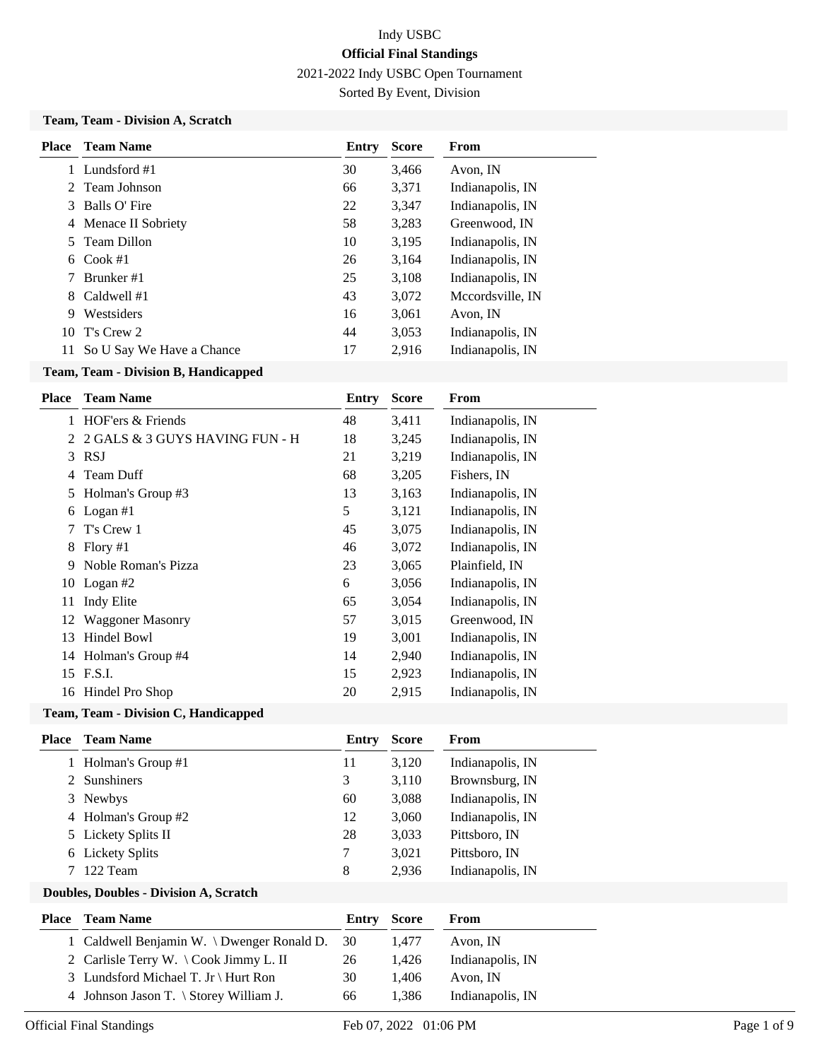Indy USBC

**Official Final Standings**

2021-2022 Indy USBC Open Tournament

Sorted By Event, Division

### Team, Team - Division A, Scratch

| Place | Team Name | Entry | Score | From |
|---|---|---|---|---|
| 1 | Lundsford #1 | 30 | 3,466 | Avon, IN |
| 2 | Team Johnson | 66 | 3,371 | Indianapolis, IN |
| 3 | Balls O' Fire | 22 | 3,347 | Indianapolis, IN |
| 4 | Menace II Sobriety | 58 | 3,283 | Greenwood, IN |
| 5 | Team Dillon | 10 | 3,195 | Indianapolis, IN |
| 6 | Cook #1 | 26 | 3,164 | Indianapolis, IN |
| 7 | Brunker #1 | 25 | 3,108 | Indianapolis, IN |
| 8 | Caldwell #1 | 43 | 3,072 | Mccordsville, IN |
| 9 | Westsiders | 16 | 3,061 | Avon, IN |
| 10 | T's Crew 2 | 44 | 3,053 | Indianapolis, IN |
| 11 | So U Say We Have a Chance | 17 | 2,916 | Indianapolis, IN |

### Team, Team - Division B, Handicapped

| Place | Team Name | Entry | Score | From |
|---|---|---|---|---|
| 1 | HOF'ers & Friends | 48 | 3,411 | Indianapolis, IN |
| 2 | 2 GALS & 3 GUYS HAVING FUN - H | 18 | 3,245 | Indianapolis, IN |
| 3 | RSJ | 21 | 3,219 | Indianapolis, IN |
| 4 | Team Duff | 68 | 3,205 | Fishers, IN |
| 5 | Holman's Group #3 | 13 | 3,163 | Indianapolis, IN |
| 6 | Logan #1 | 5 | 3,121 | Indianapolis, IN |
| 7 | T's Crew 1 | 45 | 3,075 | Indianapolis, IN |
| 8 | Flory #1 | 46 | 3,072 | Indianapolis, IN |
| 9 | Noble Roman's Pizza | 23 | 3,065 | Plainfield, IN |
| 10 | Logan #2 | 6 | 3,056 | Indianapolis, IN |
| 11 | Indy Elite | 65 | 3,054 | Indianapolis, IN |
| 12 | Waggoner Masonry | 57 | 3,015 | Greenwood, IN |
| 13 | Hindel Bowl | 19 | 3,001 | Indianapolis, IN |
| 14 | Holman's Group #4 | 14 | 2,940 | Indianapolis, IN |
| 15 | F.S.I. | 15 | 2,923 | Indianapolis, IN |
| 16 | Hindel Pro Shop | 20 | 2,915 | Indianapolis, IN |

### Team, Team - Division C, Handicapped

| Place | Team Name | Entry | Score | From |
|---|---|---|---|---|
| 1 | Holman's Group #1 | 11 | 3,120 | Indianapolis, IN |
| 2 | Sunshiners | 3 | 3,110 | Brownsburg, IN |
| 3 | Newbys | 60 | 3,088 | Indianapolis, IN |
| 4 | Holman's Group #2 | 12 | 3,060 | Indianapolis, IN |
| 5 | Lickety Splits II | 28 | 3,033 | Pittsboro, IN |
| 6 | Lickety Splits | 7 | 3,021 | Pittsboro, IN |
| 7 | 122 Team | 8 | 2,936 | Indianapolis, IN |

### Doubles, Doubles - Division A, Scratch

| Place | Team Name | Entry | Score | From |
|---|---|---|---|---|
| 1 | Caldwell Benjamin W. \ Dwenger Ronald D. | 30 | 1,477 | Avon, IN |
| 2 | Carlisle Terry W. \ Cook Jimmy L. II | 26 | 1,426 | Indianapolis, IN |
| 3 | Lundsford Michael T. Jr \ Hurt Ron | 30 | 1,406 | Avon, IN |
| 4 | Johnson Jason T. \ Storey William J. | 66 | 1,386 | Indianapolis, IN |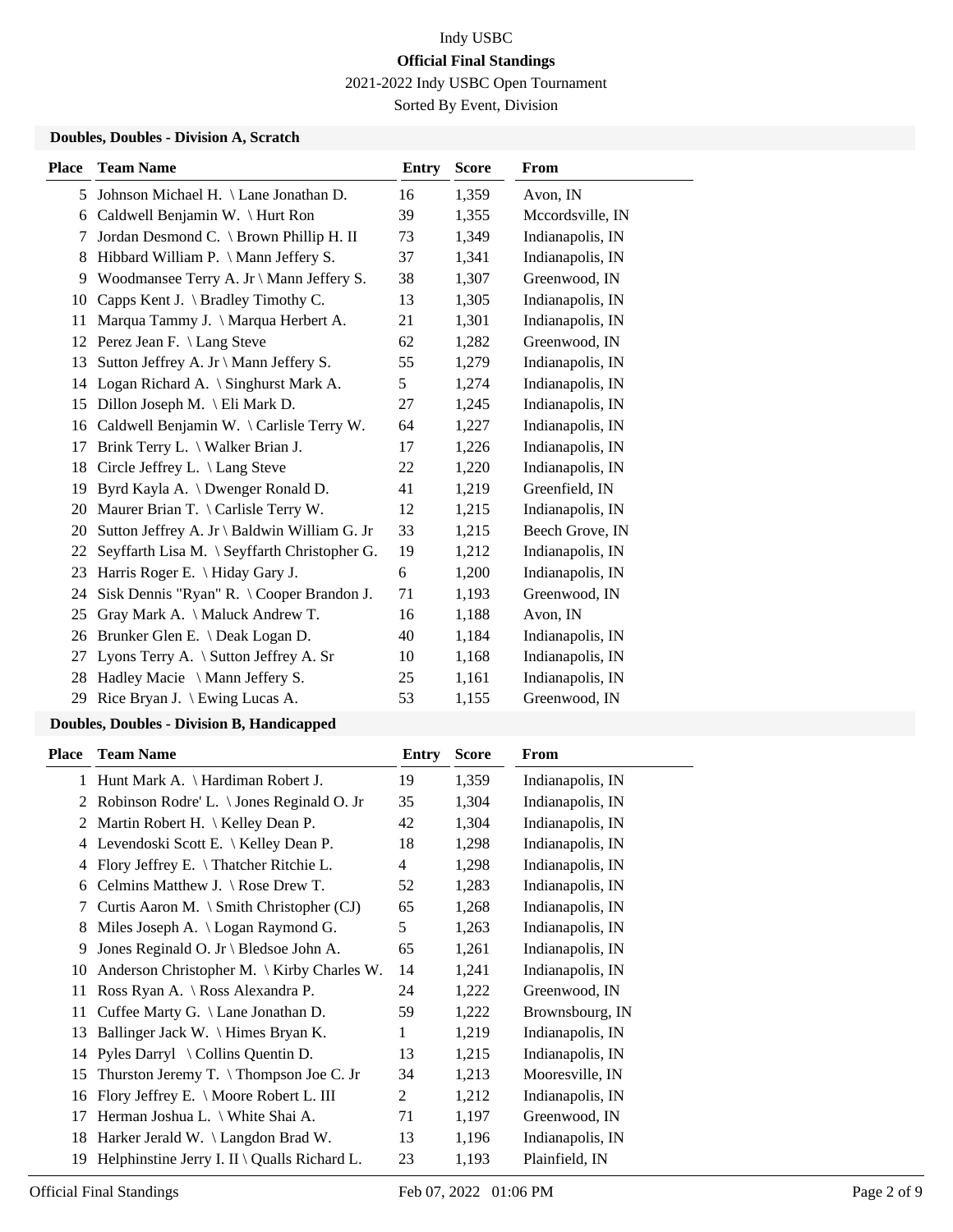Indy USBC

**Official Final Standings**

2021-2022 Indy USBC Open Tournament

Sorted By Event, Division

### Doubles, Doubles - Division A, Scratch

| Place | Team Name | Entry | Score | From |
|---|---|---|---|---|
| 5 | Johnson Michael H. \ Lane Jonathan D. | 16 | 1,359 | Avon, IN |
| 6 | Caldwell Benjamin W. \ Hurt Ron | 39 | 1,355 | Mccordsville, IN |
| 7 | Jordan Desmond C. \ Brown Phillip H. II | 73 | 1,349 | Indianapolis, IN |
| 8 | Hibbard William P. \ Mann Jeffery S. | 37 | 1,341 | Indianapolis, IN |
| 9 | Woodmansee Terry A. Jr \ Mann Jeffery S. | 38 | 1,307 | Greenwood, IN |
| 10 | Capps Kent J. \ Bradley Timothy C. | 13 | 1,305 | Indianapolis, IN |
| 11 | Marqua Tammy J. \ Marqua Herbert A. | 21 | 1,301 | Indianapolis, IN |
| 12 | Perez Jean F. \ Lang Steve | 62 | 1,282 | Greenwood, IN |
| 13 | Sutton Jeffrey A. Jr \ Mann Jeffery S. | 55 | 1,279 | Indianapolis, IN |
| 14 | Logan Richard A. \ Singhurst Mark A. | 5 | 1,274 | Indianapolis, IN |
| 15 | Dillon Joseph M. \ Eli Mark D. | 27 | 1,245 | Indianapolis, IN |
| 16 | Caldwell Benjamin W. \ Carlisle Terry W. | 64 | 1,227 | Indianapolis, IN |
| 17 | Brink Terry L. \ Walker Brian J. | 17 | 1,226 | Indianapolis, IN |
| 18 | Circle Jeffrey L. \ Lang Steve | 22 | 1,220 | Indianapolis, IN |
| 19 | Byrd Kayla A. \ Dwenger Ronald D. | 41 | 1,219 | Greenfield, IN |
| 20 | Maurer Brian T. \ Carlisle Terry W. | 12 | 1,215 | Indianapolis, IN |
| 20 | Sutton Jeffrey A. Jr \ Baldwin William G. Jr | 33 | 1,215 | Beech Grove, IN |
| 22 | Seyffarth Lisa M. \ Seyffarth Christopher G. | 19 | 1,212 | Indianapolis, IN |
| 23 | Harris Roger E. \ Hiday Gary J. | 6 | 1,200 | Indianapolis, IN |
| 24 | Sisk Dennis "Ryan" R. \ Cooper Brandon J. | 71 | 1,193 | Greenwood, IN |
| 25 | Gray Mark A. \ Maluck Andrew T. | 16 | 1,188 | Avon, IN |
| 26 | Brunker Glen E. \ Deak Logan D. | 40 | 1,184 | Indianapolis, IN |
| 27 | Lyons Terry A. \ Sutton Jeffrey A. Sr | 10 | 1,168 | Indianapolis, IN |
| 28 | Hadley Macie \ Mann Jeffery S. | 25 | 1,161 | Indianapolis, IN |
| 29 | Rice Bryan J. \ Ewing Lucas A. | 53 | 1,155 | Greenwood, IN |

### Doubles, Doubles - Division B, Handicapped

| Place | Team Name | Entry | Score | From |
|---|---|---|---|---|
| 1 | Hunt Mark A. \ Hardiman Robert J. | 19 | 1,359 | Indianapolis, IN |
| 2 | Robinson Rodre' L. \ Jones Reginald O. Jr | 35 | 1,304 | Indianapolis, IN |
| 2 | Martin Robert H. \ Kelley Dean P. | 42 | 1,304 | Indianapolis, IN |
| 4 | Levendoski Scott E. \ Kelley Dean P. | 18 | 1,298 | Indianapolis, IN |
| 4 | Flory Jeffrey E. \ Thatcher Ritchie L. | 4 | 1,298 | Indianapolis, IN |
| 6 | Celmins Matthew J. \ Rose Drew T. | 52 | 1,283 | Indianapolis, IN |
| 7 | Curtis Aaron M. \ Smith Christopher (CJ) | 65 | 1,268 | Indianapolis, IN |
| 8 | Miles Joseph A. \ Logan Raymond G. | 5 | 1,263 | Indianapolis, IN |
| 9 | Jones Reginald O. Jr \ Bledsoe John A. | 65 | 1,261 | Indianapolis, IN |
| 10 | Anderson Christopher M. \ Kirby Charles W. | 14 | 1,241 | Indianapolis, IN |
| 11 | Ross Ryan A. \ Ross Alexandra P. | 24 | 1,222 | Greenwood, IN |
| 11 | Cuffee Marty G. \ Lane Jonathan D. | 59 | 1,222 | Brownsbourg, IN |
| 13 | Ballinger Jack W. \ Himes Bryan K. | 1 | 1,219 | Indianapolis, IN |
| 14 | Pyles Darryl \ Collins Quentin D. | 13 | 1,215 | Indianapolis, IN |
| 15 | Thurston Jeremy T. \ Thompson Joe C. Jr | 34 | 1,213 | Mooresville, IN |
| 16 | Flory Jeffrey E. \ Moore Robert L. III | 2 | 1,212 | Indianapolis, IN |
| 17 | Herman Joshua L. \ White Shai A. | 71 | 1,197 | Greenwood, IN |
| 18 | Harker Jerald W. \ Langdon Brad W. | 13 | 1,196 | Indianapolis, IN |
| 19 | Helphinstine Jerry I. II \ Qualls Richard L. | 23 | 1,193 | Plainfield, IN |

Official Final Standings    Feb 07, 2022 01:06 PM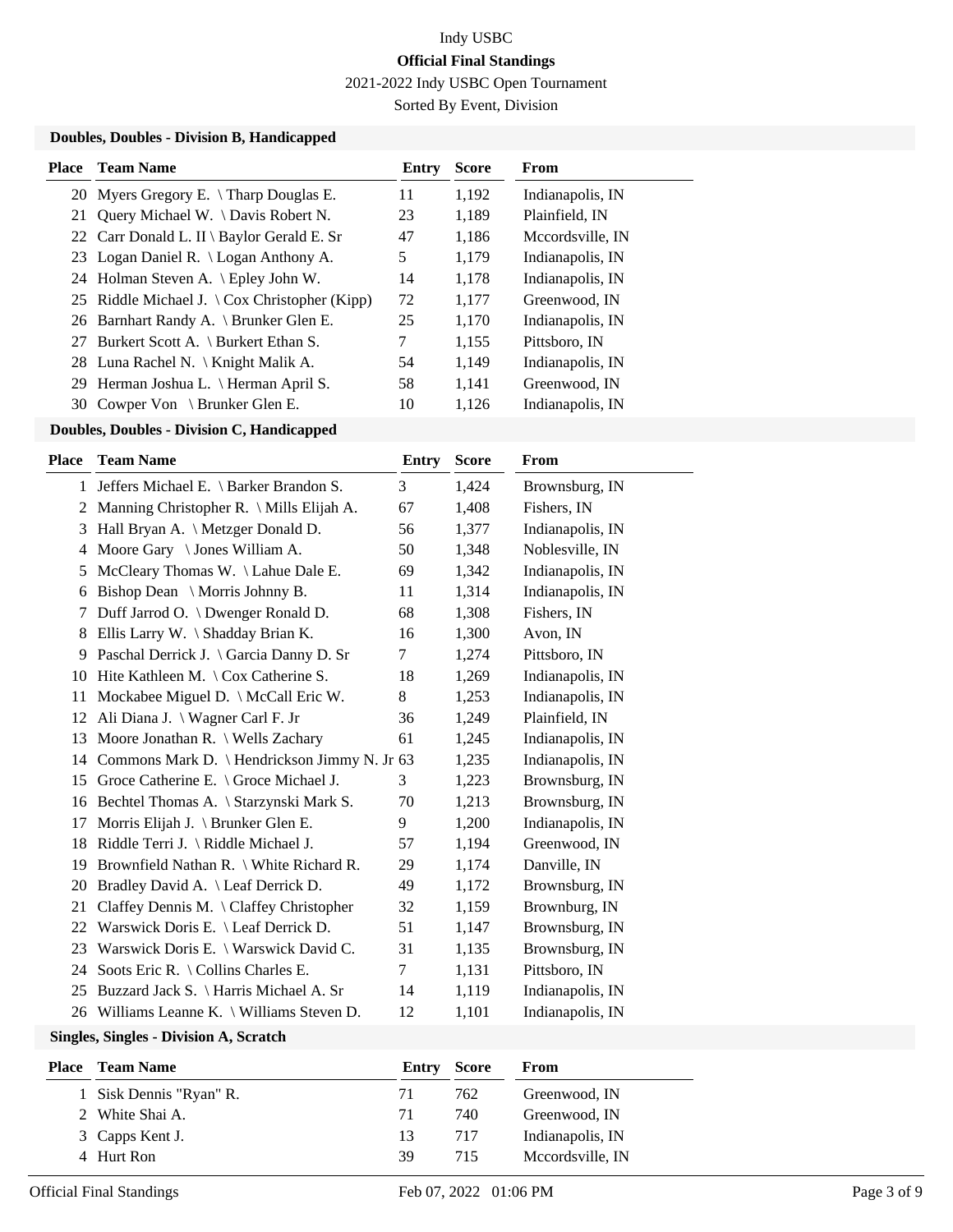# Indy USBC

## Official Final Standings

2021-2022 Indy USBC Open Tournament

Sorted By Event, Division

### Doubles, Doubles - Division B, Handicapped

| Place | Team Name | Entry | Score | From |
|---|---|---|---|---|
| 20 | Myers Gregory E. \ Tharp Douglas E. | 11 | 1,192 | Indianapolis, IN |
| 21 | Query Michael W. \ Davis Robert N. | 23 | 1,189 | Plainfield, IN |
| 22 | Carr Donald L. II \ Baylor Gerald E. Sr | 47 | 1,186 | Mccordsville, IN |
| 23 | Logan Daniel R. \ Logan Anthony A. | 5 | 1,179 | Indianapolis, IN |
| 24 | Holman Steven A. \ Epley John W. | 14 | 1,178 | Indianapolis, IN |
| 25 | Riddle Michael J. \ Cox Christopher (Kipp) | 72 | 1,177 | Greenwood, IN |
| 26 | Barnhart Randy A. \ Brunker Glen E. | 25 | 1,170 | Indianapolis, IN |
| 27 | Burkert Scott A. \ Burkert Ethan S. | 7 | 1,155 | Pittsboro, IN |
| 28 | Luna Rachel N. \ Knight Malik A. | 54 | 1,149 | Indianapolis, IN |
| 29 | Herman Joshua L. \ Herman April S. | 58 | 1,141 | Greenwood, IN |
| 30 | Cowper Von \ Brunker Glen E. | 10 | 1,126 | Indianapolis, IN |

### Doubles, Doubles - Division C, Handicapped

| Place | Team Name | Entry | Score | From |
|---|---|---|---|---|
| 1 | Jeffers Michael E. \ Barker Brandon S. | 3 | 1,424 | Brownsburg, IN |
| 2 | Manning Christopher R. \ Mills Elijah A. | 67 | 1,408 | Fishers, IN |
| 3 | Hall Bryan A. \ Metzger Donald D. | 56 | 1,377 | Indianapolis, IN |
| 4 | Moore Gary \ Jones William A. | 50 | 1,348 | Noblesville, IN |
| 5 | McCleary Thomas W. \ Lahue Dale E. | 69 | 1,342 | Indianapolis, IN |
| 6 | Bishop Dean \ Morris Johnny B. | 11 | 1,314 | Indianapolis, IN |
| 7 | Duff Jarrod O. \ Dwenger Ronald D. | 68 | 1,308 | Fishers, IN |
| 8 | Ellis Larry W. \ Shadday Brian K. | 16 | 1,300 | Avon, IN |
| 9 | Paschal Derrick J. \ Garcia Danny D. Sr | 7 | 1,274 | Pittsboro, IN |
| 10 | Hite Kathleen M. \ Cox Catherine S. | 18 | 1,269 | Indianapolis, IN |
| 11 | Mockabee Miguel D. \ McCall Eric W. | 8 | 1,253 | Indianapolis, IN |
| 12 | Ali Diana J. \ Wagner Carl F. Jr | 36 | 1,249 | Plainfield, IN |
| 13 | Moore Jonathan R. \ Wells Zachary | 61 | 1,245 | Indianapolis, IN |
| 14 | Commons Mark D. \ Hendrickson Jimmy N. Jr | 63 | 1,235 | Indianapolis, IN |
| 15 | Groce Catherine E. \ Groce Michael J. | 3 | 1,223 | Brownsburg, IN |
| 16 | Bechtel Thomas A. \ Starzynski Mark S. | 70 | 1,213 | Brownsburg, IN |
| 17 | Morris Elijah J. \ Brunker Glen E. | 9 | 1,200 | Indianapolis, IN |
| 18 | Riddle Terri J. \ Riddle Michael J. | 57 | 1,194 | Greenwood, IN |
| 19 | Brownfield Nathan R. \ White Richard R. | 29 | 1,174 | Danville, IN |
| 20 | Bradley David A. \ Leaf Derrick D. | 49 | 1,172 | Brownsburg, IN |
| 21 | Claffey Dennis M. \ Claffey Christopher | 32 | 1,159 | Brownburg, IN |
| 22 | Warswick Doris E. \ Leaf Derrick D. | 51 | 1,147 | Brownsburg, IN |
| 23 | Warswick Doris E. \ Warswick David C. | 31 | 1,135 | Brownsburg, IN |
| 24 | Soots Eric R. \ Collins Charles E. | 7 | 1,131 | Pittsboro, IN |
| 25 | Buzzard Jack S. \ Harris Michael A. Sr | 14 | 1,119 | Indianapolis, IN |
| 26 | Williams Leanne K. \ Williams Steven D. | 12 | 1,101 | Indianapolis, IN |

### Singles, Singles - Division A, Scratch

| Place | Team Name | Entry | Score | From |
|---|---|---|---|---|
| 1 | Sisk Dennis "Ryan" R. | 71 | 762 | Greenwood, IN |
| 2 | White Shai A. | 71 | 740 | Greenwood, IN |
| 3 | Capps Kent J. | 13 | 717 | Indianapolis, IN |
| 4 | Hurt Ron | 39 | 715 | Mccordsville, IN |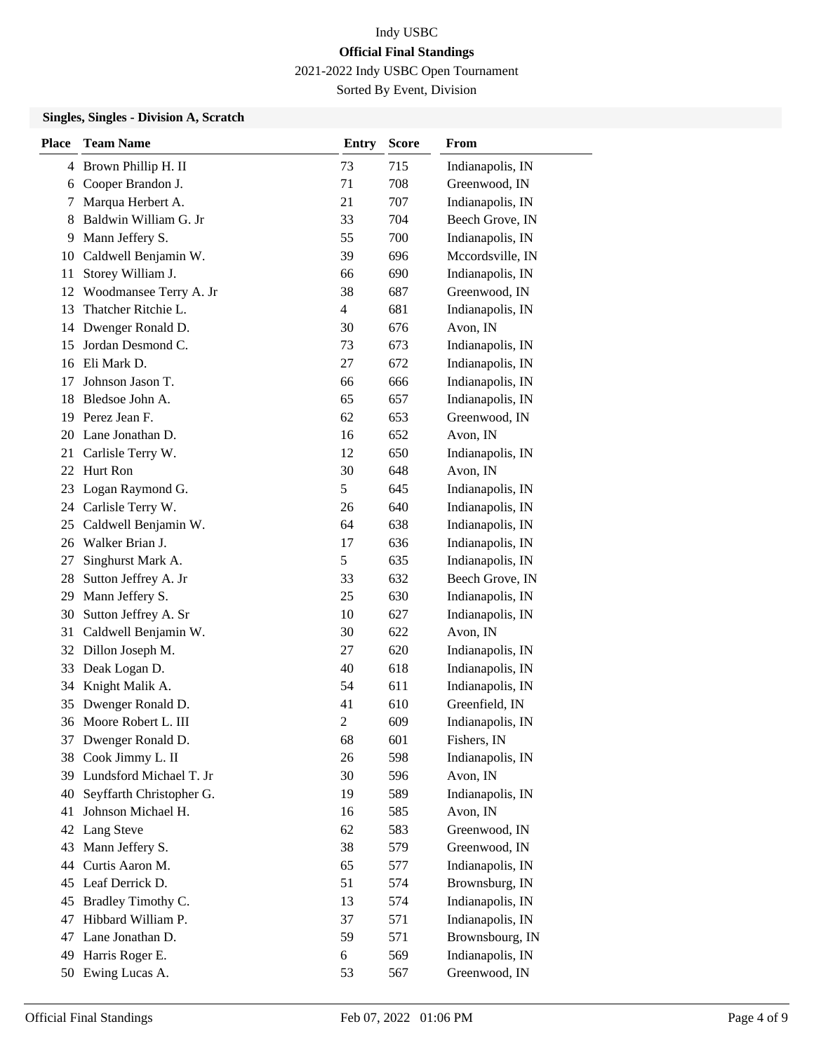Indy USBC

**Official Final Standings**

2021-2022 Indy USBC Open Tournament

Sorted By Event, Division

### Singles, Singles - Division A, Scratch

| Place | Team Name | Entry | Score | From |
|---|---|---|---|---|
| 4 | Brown Phillip H. II | 73 | 715 | Indianapolis, IN |
| 6 | Cooper Brandon J. | 71 | 708 | Greenwood, IN |
| 7 | Marqua Herbert A. | 21 | 707 | Indianapolis, IN |
| 8 | Baldwin William G. Jr | 33 | 704 | Beech Grove, IN |
| 9 | Mann Jeffery S. | 55 | 700 | Indianapolis, IN |
| 10 | Caldwell Benjamin W. | 39 | 696 | Mccordsville, IN |
| 11 | Storey William J. | 66 | 690 | Indianapolis, IN |
| 12 | Woodmansee Terry A. Jr | 38 | 687 | Greenwood, IN |
| 13 | Thatcher Ritchie L. | 4 | 681 | Indianapolis, IN |
| 14 | Dwenger Ronald D. | 30 | 676 | Avon, IN |
| 15 | Jordan Desmond C. | 73 | 673 | Indianapolis, IN |
| 16 | Eli Mark D. | 27 | 672 | Indianapolis, IN |
| 17 | Johnson Jason T. | 66 | 666 | Indianapolis, IN |
| 18 | Bledsoe John A. | 65 | 657 | Indianapolis, IN |
| 19 | Perez Jean F. | 62 | 653 | Greenwood, IN |
| 20 | Lane Jonathan D. | 16 | 652 | Avon, IN |
| 21 | Carlisle Terry W. | 12 | 650 | Indianapolis, IN |
| 22 | Hurt Ron | 30 | 648 | Avon, IN |
| 23 | Logan Raymond G. | 5 | 645 | Indianapolis, IN |
| 24 | Carlisle Terry W. | 26 | 640 | Indianapolis, IN |
| 25 | Caldwell Benjamin W. | 64 | 638 | Indianapolis, IN |
| 26 | Walker Brian J. | 17 | 636 | Indianapolis, IN |
| 27 | Singhurst Mark A. | 5 | 635 | Indianapolis, IN |
| 28 | Sutton Jeffrey A. Jr | 33 | 632 | Beech Grove, IN |
| 29 | Mann Jeffery S. | 25 | 630 | Indianapolis, IN |
| 30 | Sutton Jeffrey A. Sr | 10 | 627 | Indianapolis, IN |
| 31 | Caldwell Benjamin W. | 30 | 622 | Avon, IN |
| 32 | Dillon Joseph M. | 27 | 620 | Indianapolis, IN |
| 33 | Deak Logan D. | 40 | 618 | Indianapolis, IN |
| 34 | Knight Malik A. | 54 | 611 | Indianapolis, IN |
| 35 | Dwenger Ronald D. | 41 | 610 | Greenfield, IN |
| 36 | Moore Robert L. III | 2 | 609 | Indianapolis, IN |
| 37 | Dwenger Ronald D. | 68 | 601 | Fishers, IN |
| 38 | Cook Jimmy L. II | 26 | 598 | Indianapolis, IN |
| 39 | Lundsford Michael T. Jr | 30 | 596 | Avon, IN |
| 40 | Seyffarth Christopher G. | 19 | 589 | Indianapolis, IN |
| 41 | Johnson Michael H. | 16 | 585 | Avon, IN |
| 42 | Lang Steve | 62 | 583 | Greenwood, IN |
| 43 | Mann Jeffery S. | 38 | 579 | Greenwood, IN |
| 44 | Curtis Aaron M. | 65 | 577 | Indianapolis, IN |
| 45 | Leaf Derrick D. | 51 | 574 | Brownsburg, IN |
| 45 | Bradley Timothy C. | 13 | 574 | Indianapolis, IN |
| 47 | Hibbard William P. | 37 | 571 | Indianapolis, IN |
| 47 | Lane Jonathan D. | 59 | 571 | Brownsbourg, IN |
| 49 | Harris Roger E. | 6 | 569 | Indianapolis, IN |
| 50 | Ewing Lucas A. | 53 | 567 | Greenwood, IN |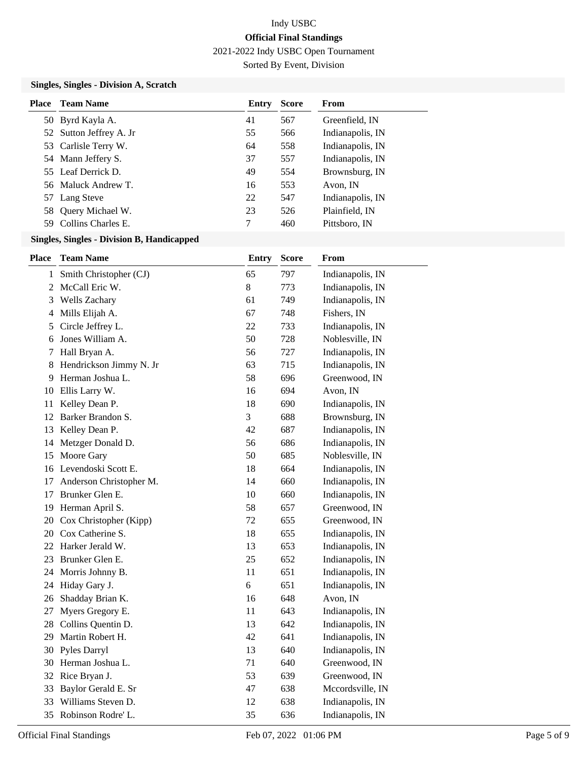Indy USBC

**Official Final Standings**

2021-2022 Indy USBC Open Tournament

Sorted By Event, Division

### Singles, Singles - Division A, Scratch

| Place | Team Name | Entry | Score | From |
|---|---|---|---|---|
| 50 | Byrd Kayla A. | 41 | 567 | Greenfield, IN |
| 52 | Sutton Jeffrey A. Jr | 55 | 566 | Indianapolis, IN |
| 53 | Carlisle Terry W. | 64 | 558 | Indianapolis, IN |
| 54 | Mann Jeffery S. | 37 | 557 | Indianapolis, IN |
| 55 | Leaf Derrick D. | 49 | 554 | Brownsburg, IN |
| 56 | Maluck Andrew T. | 16 | 553 | Avon, IN |
| 57 | Lang Steve | 22 | 547 | Indianapolis, IN |
| 58 | Query Michael W. | 23 | 526 | Plainfield, IN |
| 59 | Collins Charles E. | 7 | 460 | Pittsboro, IN |

### Singles, Singles - Division B, Handicapped

| Place | Team Name | Entry | Score | From |
|---|---|---|---|---|
| 1 | Smith Christopher (CJ) | 65 | 797 | Indianapolis, IN |
| 2 | McCall Eric W. | 8 | 773 | Indianapolis, IN |
| 3 | Wells Zachary | 61 | 749 | Indianapolis, IN |
| 4 | Mills Elijah A. | 67 | 748 | Fishers, IN |
| 5 | Circle Jeffrey L. | 22 | 733 | Indianapolis, IN |
| 6 | Jones William A. | 50 | 728 | Noblesville, IN |
| 7 | Hall Bryan A. | 56 | 727 | Indianapolis, IN |
| 8 | Hendrickson Jimmy N. Jr | 63 | 715 | Indianapolis, IN |
| 9 | Herman Joshua L. | 58 | 696 | Greenwood, IN |
| 10 | Ellis Larry W. | 16 | 694 | Avon, IN |
| 11 | Kelley Dean P. | 18 | 690 | Indianapolis, IN |
| 12 | Barker Brandon S. | 3 | 688 | Brownsburg, IN |
| 13 | Kelley Dean P. | 42 | 687 | Indianapolis, IN |
| 14 | Metzger Donald D. | 56 | 686 | Indianapolis, IN |
| 15 | Moore Gary | 50 | 685 | Noblesville, IN |
| 16 | Levendoski Scott E. | 18 | 664 | Indianapolis, IN |
| 17 | Anderson Christopher M. | 14 | 660 | Indianapolis, IN |
| 17 | Brunker Glen E. | 10 | 660 | Indianapolis, IN |
| 19 | Herman April S. | 58 | 657 | Greenwood, IN |
| 20 | Cox Christopher (Kipp) | 72 | 655 | Greenwood, IN |
| 20 | Cox Catherine S. | 18 | 655 | Indianapolis, IN |
| 22 | Harker Jerald W. | 13 | 653 | Indianapolis, IN |
| 23 | Brunker Glen E. | 25 | 652 | Indianapolis, IN |
| 24 | Morris Johnny B. | 11 | 651 | Indianapolis, IN |
| 24 | Hiday Gary J. | 6 | 651 | Indianapolis, IN |
| 26 | Shadday Brian K. | 16 | 648 | Avon, IN |
| 27 | Myers Gregory E. | 11 | 643 | Indianapolis, IN |
| 28 | Collins Quentin D. | 13 | 642 | Indianapolis, IN |
| 29 | Martin Robert H. | 42 | 641 | Indianapolis, IN |
| 30 | Pyles Darryl | 13 | 640 | Indianapolis, IN |
| 30 | Herman Joshua L. | 71 | 640 | Greenwood, IN |
| 32 | Rice Bryan J. | 53 | 639 | Greenwood, IN |
| 33 | Baylor Gerald E. Sr | 47 | 638 | Mccordsville, IN |
| 33 | Williams Steven D. | 12 | 638 | Indianapolis, IN |
| 35 | Robinson Rodre' L. | 35 | 636 | Indianapolis, IN |

Official Final Standings    Feb 07, 2022 01:06 PM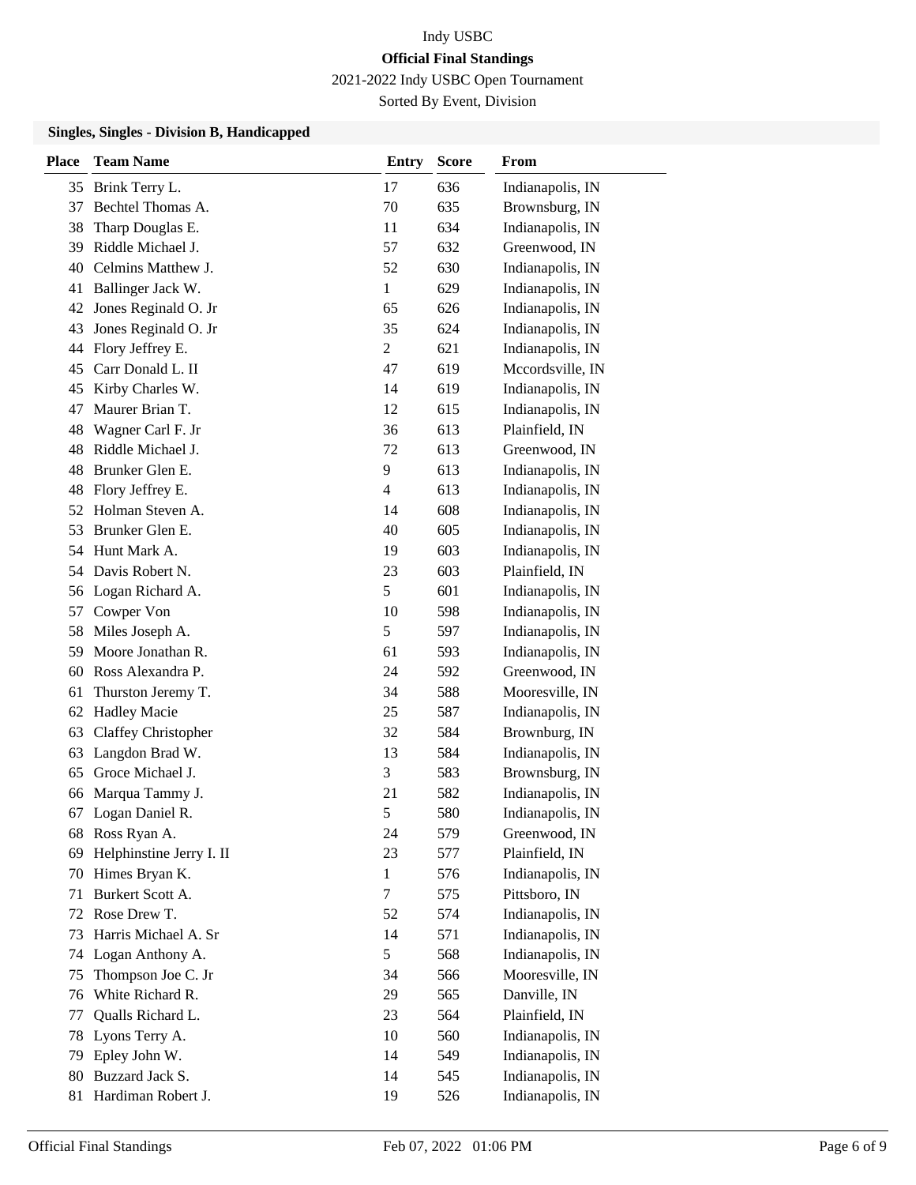Indy USBC

**Official Final Standings**

2021-2022 Indy USBC Open Tournament

Sorted By Event, Division

### Singles, Singles - Division B, Handicapped

| Place | Team Name | Entry | Score | From |
|---|---|---|---|---|
| 35 | Brink Terry L. | 17 | 636 | Indianapolis, IN |
| 37 | Bechtel Thomas A. | 70 | 635 | Brownsburg, IN |
| 38 | Tharp Douglas E. | 11 | 634 | Indianapolis, IN |
| 39 | Riddle Michael J. | 57 | 632 | Greenwood, IN |
| 40 | Celmins Matthew J. | 52 | 630 | Indianapolis, IN |
| 41 | Ballinger Jack W. | 1 | 629 | Indianapolis, IN |
| 42 | Jones Reginald O. Jr | 65 | 626 | Indianapolis, IN |
| 43 | Jones Reginald O. Jr | 35 | 624 | Indianapolis, IN |
| 44 | Flory Jeffrey E. | 2 | 621 | Indianapolis, IN |
| 45 | Carr Donald L. II | 47 | 619 | Mccordsville, IN |
| 45 | Kirby Charles W. | 14 | 619 | Indianapolis, IN |
| 47 | Maurer Brian T. | 12 | 615 | Indianapolis, IN |
| 48 | Wagner Carl F. Jr | 36 | 613 | Plainfield, IN |
| 48 | Riddle Michael J. | 72 | 613 | Greenwood, IN |
| 48 | Brunker Glen E. | 9 | 613 | Indianapolis, IN |
| 48 | Flory Jeffrey E. | 4 | 613 | Indianapolis, IN |
| 52 | Holman Steven A. | 14 | 608 | Indianapolis, IN |
| 53 | Brunker Glen E. | 40 | 605 | Indianapolis, IN |
| 54 | Hunt Mark A. | 19 | 603 | Indianapolis, IN |
| 54 | Davis Robert N. | 23 | 603 | Plainfield, IN |
| 56 | Logan Richard A. | 5 | 601 | Indianapolis, IN |
| 57 | Cowper Von | 10 | 598 | Indianapolis, IN |
| 58 | Miles Joseph A. | 5 | 597 | Indianapolis, IN |
| 59 | Moore Jonathan R. | 61 | 593 | Indianapolis, IN |
| 60 | Ross Alexandra P. | 24 | 592 | Greenwood, IN |
| 61 | Thurston Jeremy T. | 34 | 588 | Mooresville, IN |
| 62 | Hadley Macie | 25 | 587 | Indianapolis, IN |
| 63 | Claffey Christopher | 32 | 584 | Brownburg, IN |
| 63 | Langdon Brad W. | 13 | 584 | Indianapolis, IN |
| 65 | Groce Michael J. | 3 | 583 | Brownsburg, IN |
| 66 | Marqua Tammy J. | 21 | 582 | Indianapolis, IN |
| 67 | Logan Daniel R. | 5 | 580 | Indianapolis, IN |
| 68 | Ross Ryan A. | 24 | 579 | Greenwood, IN |
| 69 | Helphinstine Jerry I. II | 23 | 577 | Plainfield, IN |
| 70 | Himes Bryan K. | 1 | 576 | Indianapolis, IN |
| 71 | Burkert Scott A. | 7 | 575 | Pittsboro, IN |
| 72 | Rose Drew T. | 52 | 574 | Indianapolis, IN |
| 73 | Harris Michael A. Sr | 14 | 571 | Indianapolis, IN |
| 74 | Logan Anthony A. | 5 | 568 | Indianapolis, IN |
| 75 | Thompson Joe C. Jr | 34 | 566 | Mooresville, IN |
| 76 | White Richard R. | 29 | 565 | Danville, IN |
| 77 | Qualls Richard L. | 23 | 564 | Plainfield, IN |
| 78 | Lyons Terry A. | 10 | 560 | Indianapolis, IN |
| 79 | Epley John W. | 14 | 549 | Indianapolis, IN |
| 80 | Buzzard Jack S. | 14 | 545 | Indianapolis, IN |
| 81 | Hardiman Robert J. | 19 | 526 | Indianapolis, IN |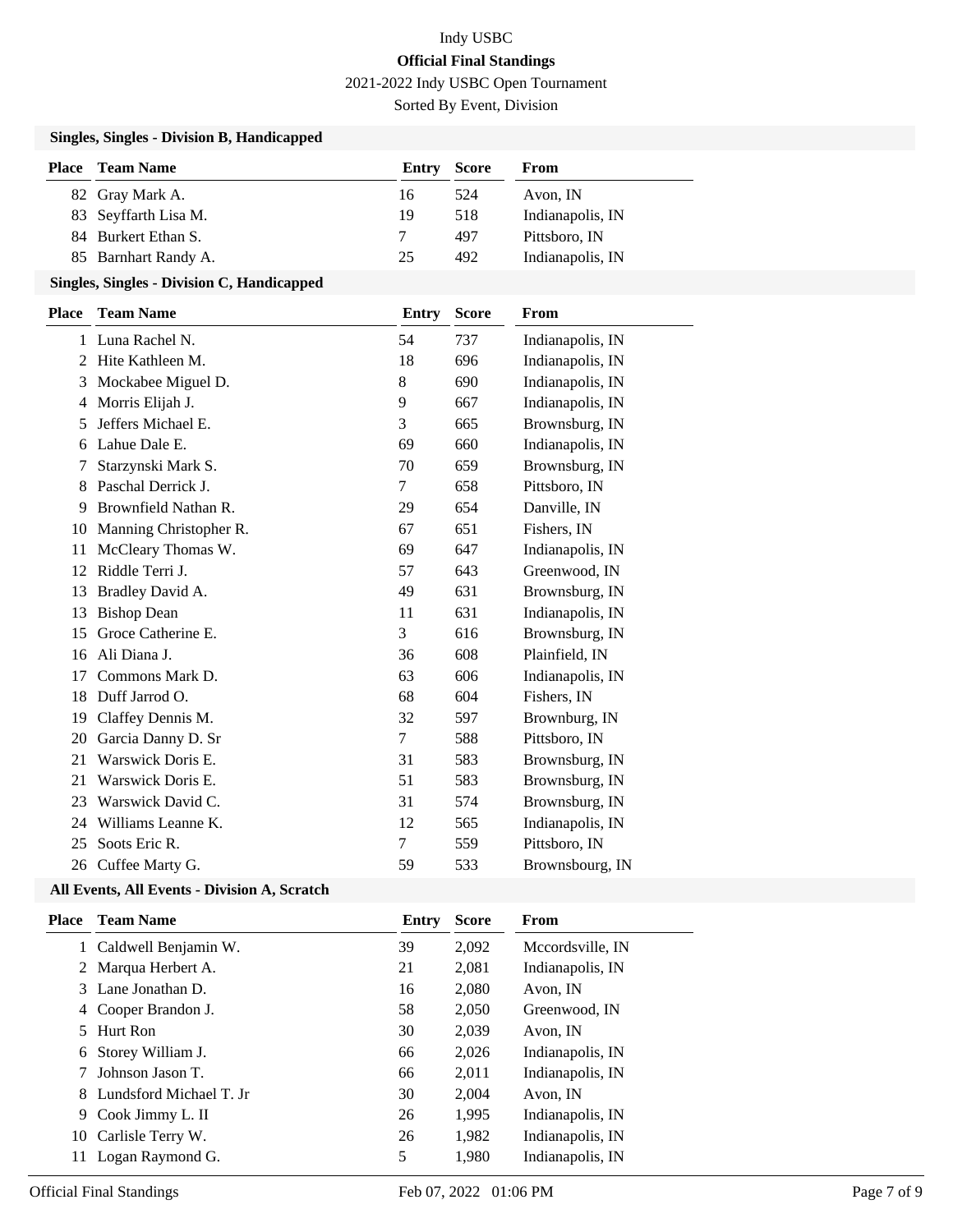Indy USBC

**Official Final Standings**

2021-2022 Indy USBC Open Tournament

Sorted By Event, Division

### Singles, Singles - Division B, Handicapped

| Place | Team Name | Entry | Score | From |
|---|---|---|---|---|
| 82 | Gray Mark A. | 16 | 524 | Avon, IN |
| 83 | Seyffarth Lisa M. | 19 | 518 | Indianapolis, IN |
| 84 | Burkert Ethan S. | 7 | 497 | Pittsboro, IN |
| 85 | Barnhart Randy A. | 25 | 492 | Indianapolis, IN |

### Singles, Singles - Division C, Handicapped

| Place | Team Name | Entry | Score | From |
|---|---|---|---|---|
| 1 | Luna Rachel N. | 54 | 737 | Indianapolis, IN |
| 2 | Hite Kathleen M. | 18 | 696 | Indianapolis, IN |
| 3 | Mockabee Miguel D. | 8 | 690 | Indianapolis, IN |
| 4 | Morris Elijah J. | 9 | 667 | Indianapolis, IN |
| 5 | Jeffers Michael E. | 3 | 665 | Brownsburg, IN |
| 6 | Lahue Dale E. | 69 | 660 | Indianapolis, IN |
| 7 | Starzynski Mark S. | 70 | 659 | Brownsburg, IN |
| 8 | Paschal Derrick J. | 7 | 658 | Pittsboro, IN |
| 9 | Brownfield Nathan R. | 29 | 654 | Danville, IN |
| 10 | Manning Christopher R. | 67 | 651 | Fishers, IN |
| 11 | McCleary Thomas W. | 69 | 647 | Indianapolis, IN |
| 12 | Riddle Terri J. | 57 | 643 | Greenwood, IN |
| 13 | Bradley David A. | 49 | 631 | Brownsburg, IN |
| 13 | Bishop Dean | 11 | 631 | Indianapolis, IN |
| 15 | Groce Catherine E. | 3 | 616 | Brownsburg, IN |
| 16 | Ali Diana J. | 36 | 608 | Plainfield, IN |
| 17 | Commons Mark D. | 63 | 606 | Indianapolis, IN |
| 18 | Duff Jarrod O. | 68 | 604 | Fishers, IN |
| 19 | Claffey Dennis M. | 32 | 597 | Brownburg, IN |
| 20 | Garcia Danny D. Sr | 7 | 588 | Pittsboro, IN |
| 21 | Warswick Doris E. | 31 | 583 | Brownsburg, IN |
| 21 | Warswick Doris E. | 51 | 583 | Brownsburg, IN |
| 23 | Warswick David C. | 31 | 574 | Brownsburg, IN |
| 24 | Williams Leanne K. | 12 | 565 | Indianapolis, IN |
| 25 | Soots Eric R. | 7 | 559 | Pittsboro, IN |
| 26 | Cuffee Marty G. | 59 | 533 | Brownsbourg, IN |

### All Events, All Events - Division A, Scratch

| Place | Team Name | Entry | Score | From |
|---|---|---|---|---|
| 1 | Caldwell Benjamin W. | 39 | 2,092 | Mccordsville, IN |
| 2 | Marqua Herbert A. | 21 | 2,081 | Indianapolis, IN |
| 3 | Lane Jonathan D. | 16 | 2,080 | Avon, IN |
| 4 | Cooper Brandon J. | 58 | 2,050 | Greenwood, IN |
| 5 | Hurt Ron | 30 | 2,039 | Avon, IN |
| 6 | Storey William J. | 66 | 2,026 | Indianapolis, IN |
| 7 | Johnson Jason T. | 66 | 2,011 | Indianapolis, IN |
| 8 | Lundsford Michael T. Jr | 30 | 2,004 | Avon, IN |
| 9 | Cook Jimmy L. II | 26 | 1,995 | Indianapolis, IN |
| 10 | Carlisle Terry W. | 26 | 1,982 | Indianapolis, IN |
| 11 | Logan Raymond G. | 5 | 1,980 | Indianapolis, IN |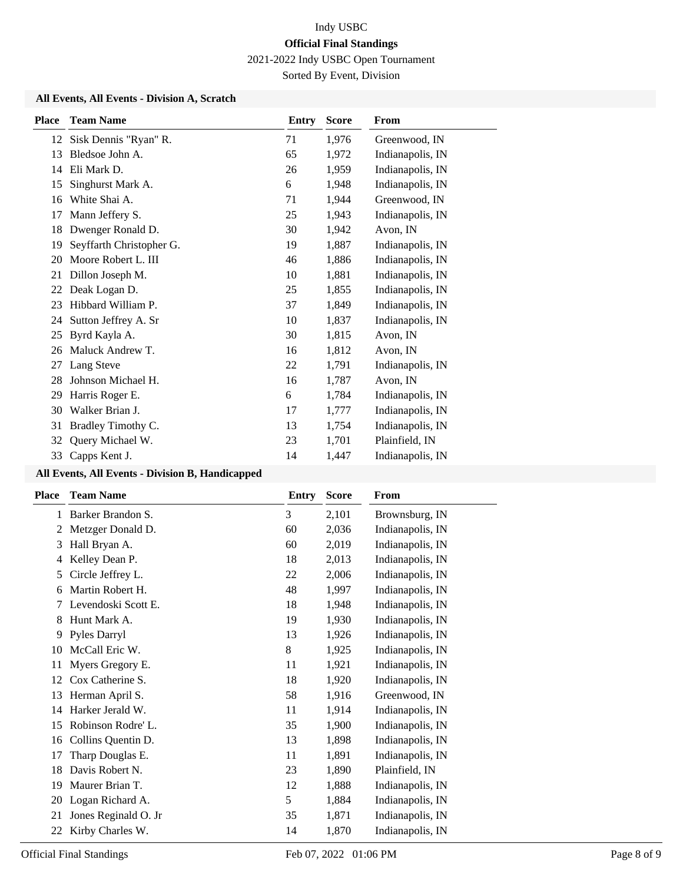Indy USBC

**Official Final Standings**

2021-2022 Indy USBC Open Tournament

Sorted By Event, Division

### All Events, All Events - Division A, Scratch

| Place | Team Name | Entry | Score | From |
|---|---|---|---|---|
| 12 | Sisk Dennis "Ryan" R. | 71 | 1,976 | Greenwood, IN |
| 13 | Bledsoe John A. | 65 | 1,972 | Indianapolis, IN |
| 14 | Eli Mark D. | 26 | 1,959 | Indianapolis, IN |
| 15 | Singhurst Mark A. | 6 | 1,948 | Indianapolis, IN |
| 16 | White Shai A. | 71 | 1,944 | Greenwood, IN |
| 17 | Mann Jeffery S. | 25 | 1,943 | Indianapolis, IN |
| 18 | Dwenger Ronald D. | 30 | 1,942 | Avon, IN |
| 19 | Seyffarth Christopher G. | 19 | 1,887 | Indianapolis, IN |
| 20 | Moore Robert L. III | 46 | 1,886 | Indianapolis, IN |
| 21 | Dillon Joseph M. | 10 | 1,881 | Indianapolis, IN |
| 22 | Deak Logan D. | 25 | 1,855 | Indianapolis, IN |
| 23 | Hibbard William P. | 37 | 1,849 | Indianapolis, IN |
| 24 | Sutton Jeffrey A. Sr | 10 | 1,837 | Indianapolis, IN |
| 25 | Byrd Kayla A. | 30 | 1,815 | Avon, IN |
| 26 | Maluck Andrew T. | 16 | 1,812 | Avon, IN |
| 27 | Lang Steve | 22 | 1,791 | Indianapolis, IN |
| 28 | Johnson Michael H. | 16 | 1,787 | Avon, IN |
| 29 | Harris Roger E. | 6 | 1,784 | Indianapolis, IN |
| 30 | Walker Brian J. | 17 | 1,777 | Indianapolis, IN |
| 31 | Bradley Timothy C. | 13 | 1,754 | Indianapolis, IN |
| 32 | Query Michael W. | 23 | 1,701 | Plainfield, IN |
| 33 | Capps Kent J. | 14 | 1,447 | Indianapolis, IN |

### All Events, All Events - Division B, Handicapped

| Place | Team Name | Entry | Score | From |
|---|---|---|---|---|
| 1 | Barker Brandon S. | 3 | 2,101 | Brownsburg, IN |
| 2 | Metzger Donald D. | 60 | 2,036 | Indianapolis, IN |
| 3 | Hall Bryan A. | 60 | 2,019 | Indianapolis, IN |
| 4 | Kelley Dean P. | 18 | 2,013 | Indianapolis, IN |
| 5 | Circle Jeffrey L. | 22 | 2,006 | Indianapolis, IN |
| 6 | Martin Robert H. | 48 | 1,997 | Indianapolis, IN |
| 7 | Levendoski Scott E. | 18 | 1,948 | Indianapolis, IN |
| 8 | Hunt Mark A. | 19 | 1,930 | Indianapolis, IN |
| 9 | Pyles Darryl | 13 | 1,926 | Indianapolis, IN |
| 10 | McCall Eric W. | 8 | 1,925 | Indianapolis, IN |
| 11 | Myers Gregory E. | 11 | 1,921 | Indianapolis, IN |
| 12 | Cox Catherine S. | 18 | 1,920 | Indianapolis, IN |
| 13 | Herman April S. | 58 | 1,916 | Greenwood, IN |
| 14 | Harker Jerald W. | 11 | 1,914 | Indianapolis, IN |
| 15 | Robinson Rodre' L. | 35 | 1,900 | Indianapolis, IN |
| 16 | Collins Quentin D. | 13 | 1,898 | Indianapolis, IN |
| 17 | Tharp Douglas E. | 11 | 1,891 | Indianapolis, IN |
| 18 | Davis Robert N. | 23 | 1,890 | Plainfield, IN |
| 19 | Maurer Brian T. | 12 | 1,888 | Indianapolis, IN |
| 20 | Logan Richard A. | 5 | 1,884 | Indianapolis, IN |
| 21 | Jones Reginald O. Jr | 35 | 1,871 | Indianapolis, IN |
| 22 | Kirby Charles W. | 14 | 1,870 | Indianapolis, IN |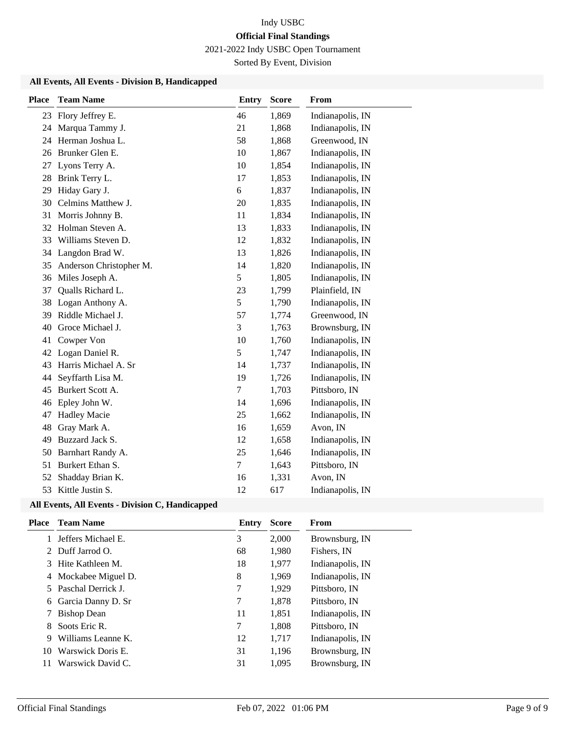Indy USBC

**Official Final Standings**

2021-2022 Indy USBC Open Tournament

Sorted By Event, Division

### All Events, All Events - Division B, Handicapped

| Place | Team Name | Entry | Score | From |
|---|---|---|---|---|
| 23 | Flory Jeffrey E. | 46 | 1,869 | Indianapolis, IN |
| 24 | Marqua Tammy J. | 21 | 1,868 | Indianapolis, IN |
| 24 | Herman Joshua L. | 58 | 1,868 | Greenwood, IN |
| 26 | Brunker Glen E. | 10 | 1,867 | Indianapolis, IN |
| 27 | Lyons Terry A. | 10 | 1,854 | Indianapolis, IN |
| 28 | Brink Terry L. | 17 | 1,853 | Indianapolis, IN |
| 29 | Hiday Gary J. | 6 | 1,837 | Indianapolis, IN |
| 30 | Celmins Matthew J. | 20 | 1,835 | Indianapolis, IN |
| 31 | Morris Johnny B. | 11 | 1,834 | Indianapolis, IN |
| 32 | Holman Steven A. | 13 | 1,833 | Indianapolis, IN |
| 33 | Williams Steven D. | 12 | 1,832 | Indianapolis, IN |
| 34 | Langdon Brad W. | 13 | 1,826 | Indianapolis, IN |
| 35 | Anderson Christopher M. | 14 | 1,820 | Indianapolis, IN |
| 36 | Miles Joseph A. | 5 | 1,805 | Indianapolis, IN |
| 37 | Qualls Richard L. | 23 | 1,799 | Plainfield, IN |
| 38 | Logan Anthony A. | 5 | 1,790 | Indianapolis, IN |
| 39 | Riddle Michael J. | 57 | 1,774 | Greenwood, IN |
| 40 | Groce Michael J. | 3 | 1,763 | Brownsburg, IN |
| 41 | Cowper Von | 10 | 1,760 | Indianapolis, IN |
| 42 | Logan Daniel R. | 5 | 1,747 | Indianapolis, IN |
| 43 | Harris Michael A. Sr | 14 | 1,737 | Indianapolis, IN |
| 44 | Seyffarth Lisa M. | 19 | 1,726 | Indianapolis, IN |
| 45 | Burkert Scott A. | 7 | 1,703 | Pittsboro, IN |
| 46 | Epley John W. | 14 | 1,696 | Indianapolis, IN |
| 47 | Hadley Macie | 25 | 1,662 | Indianapolis, IN |
| 48 | Gray Mark A. | 16 | 1,659 | Avon, IN |
| 49 | Buzzard Jack S. | 12 | 1,658 | Indianapolis, IN |
| 50 | Barnhart Randy A. | 25 | 1,646 | Indianapolis, IN |
| 51 | Burkert Ethan S. | 7 | 1,643 | Pittsboro, IN |
| 52 | Shadday Brian K. | 16 | 1,331 | Avon, IN |
| 53 | Kittle Justin S. | 12 | 617 | Indianapolis, IN |

### All Events, All Events - Division C, Handicapped

| Place | Team Name | Entry | Score | From |
|---|---|---|---|---|
| 1 | Jeffers Michael E. | 3 | 2,000 | Brownsburg, IN |
| 2 | Duff Jarrod O. | 68 | 1,980 | Fishers, IN |
| 3 | Hite Kathleen M. | 18 | 1,977 | Indianapolis, IN |
| 4 | Mockabee Miguel D. | 8 | 1,969 | Indianapolis, IN |
| 5 | Paschal Derrick J. | 7 | 1,929 | Pittsboro, IN |
| 6 | Garcia Danny D. Sr | 7 | 1,878 | Pittsboro, IN |
| 7 | Bishop Dean | 11 | 1,851 | Indianapolis, IN |
| 8 | Soots Eric R. | 7 | 1,808 | Pittsboro, IN |
| 9 | Williams Leanne K. | 12 | 1,717 | Indianapolis, IN |
| 10 | Warswick Doris E. | 31 | 1,196 | Brownsburg, IN |
| 11 | Warswick David C. | 31 | 1,095 | Brownsburg, IN |